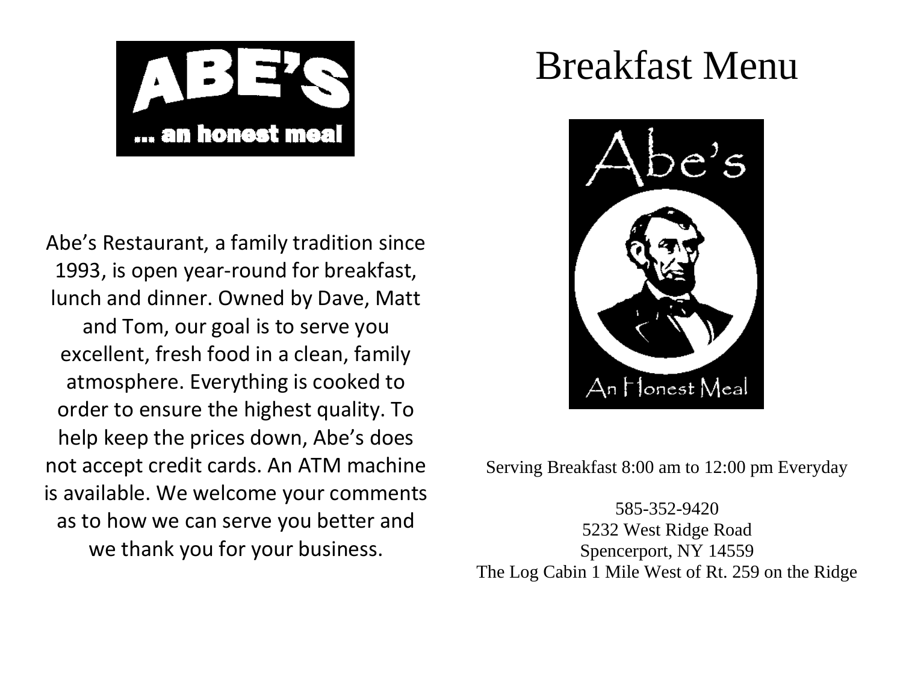ABE'S

... an honest meal

Abe's Restaurant, a family tradition since 1993, is open year-round for breakfast, lunch and dinner. Owned by Dave, Matt and Tom, our goal is to serve you excellent, fresh food in a clean, family atmosphere. Everything is cooked to order to ensure the highest quality. To help keep the prices down, Abe's does not accept credit cards. An ATM machine is available. We welcome your comments as to how we can serve you better and we thank you for your business.

# Breakfast Menu

Abe's

An Honest Meal

Serving Breakfast 8:00 am to 12:00 pm Everyday

585-352-9420
5232 West Ridge Road
Spencerport, NY 14559
The Log Cabin 1 Mile West of Rt. 259 on the Ridge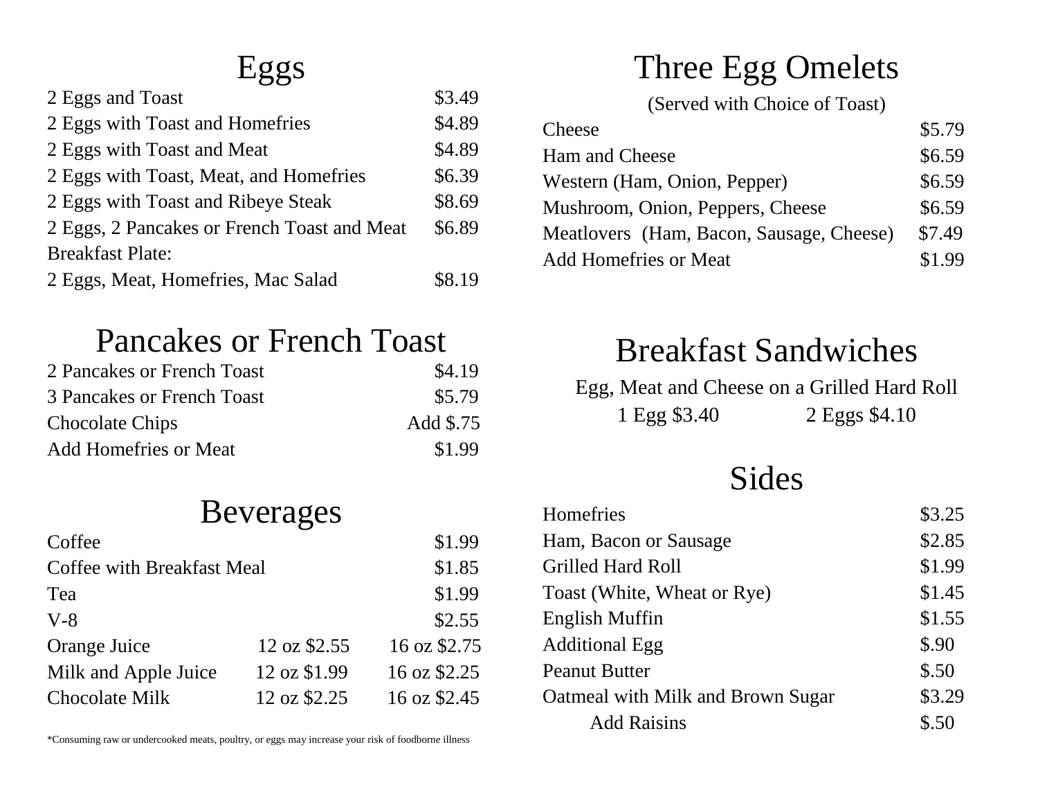# Eggs

| | |
|---|---|
| 2 Eggs and Toast | $3.49 |
| 2 Eggs with Toast and Homefries | $4.89 |
| 2 Eggs with Toast and Meat | $4.89 |
| 2 Eggs with Toast, Meat, and Homefries | $6.39 |
| 2 Eggs with Toast and Ribeye Steak | $8.69 |
| 2 Eggs, 2 Pancakes or French Toast and Meat | $6.89 |
| Breakfast Plate: | |
| 2 Eggs, Meat, Homefries, Mac Salad | $8.19 |

# Pancakes or French Toast

| | |
|---|---|
| 2 Pancakes or French Toast | $4.19 |
| 3 Pancakes or French Toast | $5.79 |
| Chocolate Chips | Add $.75 |
| Add Homefries or Meat | $1.99 |

# Beverages

| | | |
|---|---|---|
| Coffee | | $1.99 |
| Coffee with Breakfast Meal | | $1.85 |
| Tea | | $1.99 |
| V-8 | | $2.55 |
| Orange Juice | 12 oz $2.55 | 16 oz $2.75 |
| Milk and Apple Juice | 12 oz $1.99 | 16 oz $2.25 |
| Chocolate Milk | 12 oz $2.25 | 16 oz $2.45 |

*Consuming raw or undercooked meats, poultry, or eggs may increase your risk of foodborne illness

# Three Egg Omelets

(Served with Choice of Toast)

| | |
|---|---|
| Cheese | $5.79 |
| Ham and Cheese | $6.59 |
| Western (Ham, Onion, Pepper) | $6.59 |
| Mushroom, Onion, Peppers, Cheese | $6.59 |
| Meatlovers (Ham, Bacon, Sausage, Cheese) | $7.49 |
| Add Homefries or Meat | $1.99 |

# Breakfast Sandwiches

Egg, Meat and Cheese on a Grilled Hard Roll

1 Egg $3.40 2 Eggs $4.10

# Sides

| | |
|---|---|
| Homefries | $3.25 |
| Ham, Bacon or Sausage | $2.85 |
| Grilled Hard Roll | $1.99 |
| Toast (White, Wheat or Rye) | $1.45 |
| English Muffin | $1.55 |
| Additional Egg | $.90 |
| Peanut Butter | $.50 |
| Oatmeal with Milk and Brown Sugar | $3.29 |
| Add Raisins | $.50 |